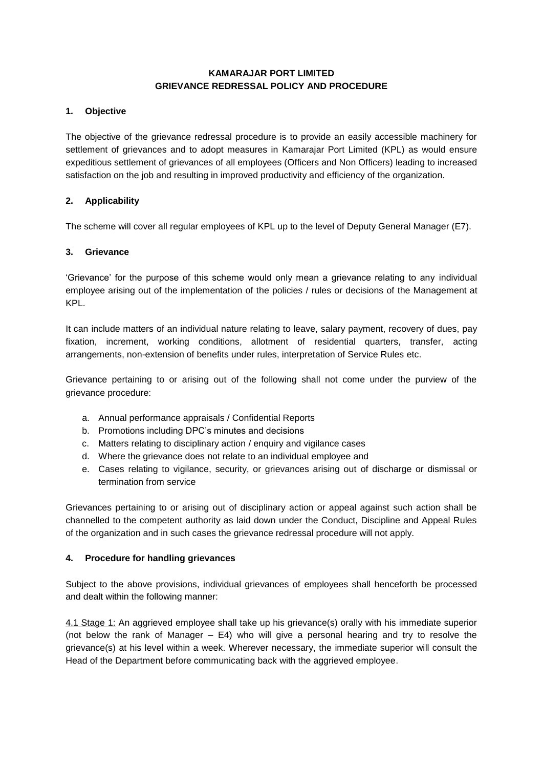# KAMARAJAR PORT LIMITED
# GRIEVANCE REDRESSAL POLICY AND PROCEDURE

## 1. Objective

The objective of the grievance redressal procedure is to provide an easily accessible machinery for settlement of grievances and to adopt measures in Kamarajar Port Limited (KPL) as would ensure expeditious settlement of grievances of all employees (Officers and Non Officers) leading to increased satisfaction on the job and resulting in improved productivity and efficiency of the organization.

## 2. Applicability

The scheme will cover all regular employees of KPL up to the level of Deputy General Manager (E7).

## 3. Grievance

'Grievance' for the purpose of this scheme would only mean a grievance relating to any individual employee arising out of the implementation of the policies / rules or decisions of the Management at KPL.

It can include matters of an individual nature relating to leave, salary payment, recovery of dues, pay fixation, increment, working conditions, allotment of residential quarters, transfer, acting arrangements, non-extension of benefits under rules, interpretation of Service Rules etc.

Grievance pertaining to or arising out of the following shall not come under the purview of the grievance procedure:

a. Annual performance appraisals / Confidential Reports
b. Promotions including DPC's minutes and decisions
c. Matters relating to disciplinary action / enquiry and vigilance cases
d. Where the grievance does not relate to an individual employee and
e. Cases relating to vigilance, security, or grievances arising out of discharge or dismissal or termination from service

Grievances pertaining to or arising out of disciplinary action or appeal against such action shall be channelled to the competent authority as laid down under the Conduct, Discipline and Appeal Rules of the organization and in such cases the grievance redressal procedure will not apply.

## 4. Procedure for handling grievances

Subject to the above provisions, individual grievances of employees shall henceforth be processed and dealt within the following manner:

<u>4.1 Stage 1:</u> An aggrieved employee shall take up his grievance(s) orally with his immediate superior (not below the rank of Manager – E4) who will give a personal hearing and try to resolve the grievance(s) at his level within a week. Wherever necessary, the immediate superior will consult the Head of the Department before communicating back with the aggrieved employee.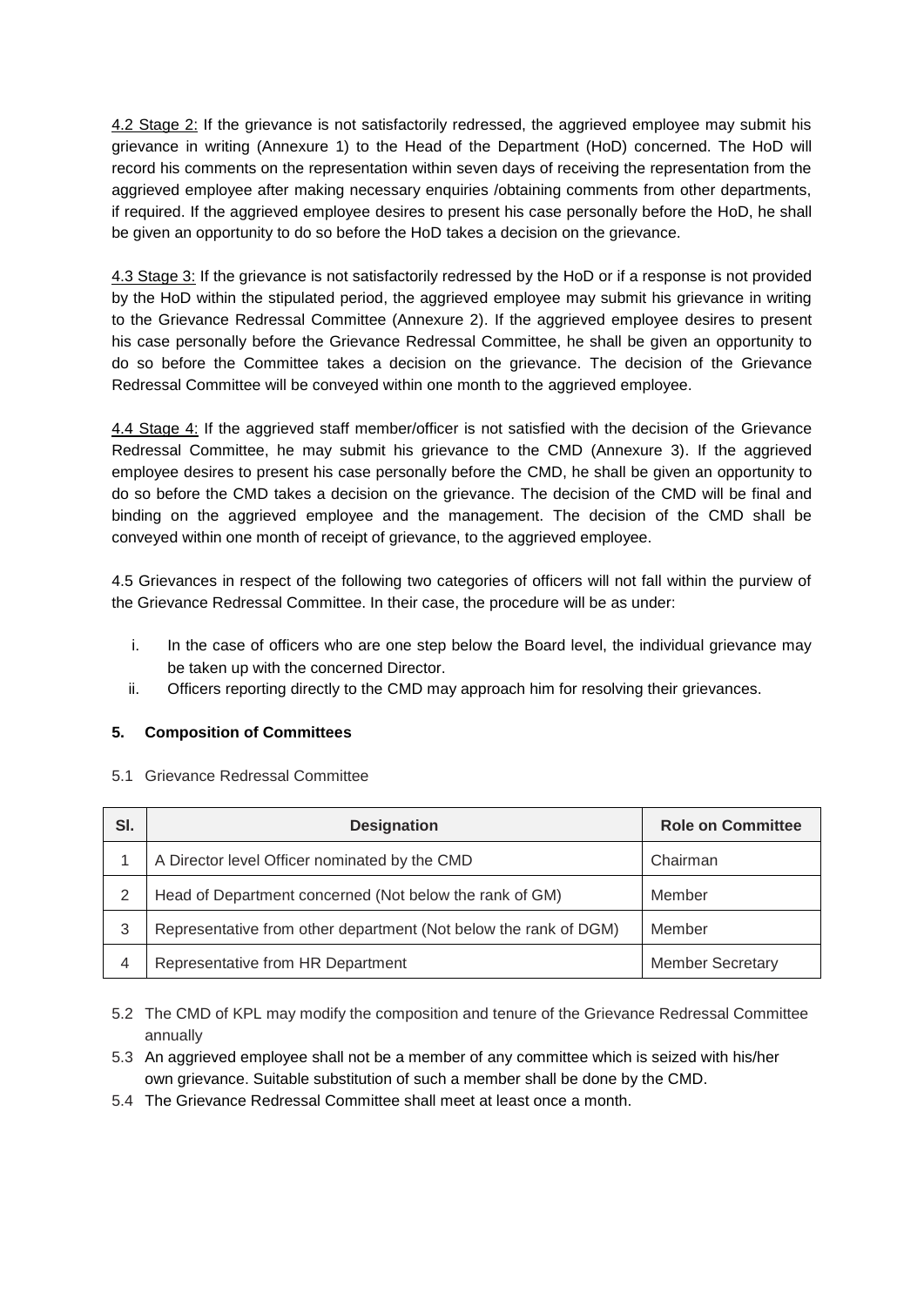4.2 Stage 2: If the grievance is not satisfactorily redressed, the aggrieved employee may submit his grievance in writing (Annexure 1) to the Head of the Department (HoD) concerned. The HoD will record his comments on the representation within seven days of receiving the representation from the aggrieved employee after making necessary enquiries /obtaining comments from other departments, if required. If the aggrieved employee desires to present his case personally before the HoD, he shall be given an opportunity to do so before the HoD takes a decision on the grievance.

4.3 Stage 3: If the grievance is not satisfactorily redressed by the HoD or if a response is not provided by the HoD within the stipulated period, the aggrieved employee may submit his grievance in writing to the Grievance Redressal Committee (Annexure 2). If the aggrieved employee desires to present his case personally before the Grievance Redressal Committee, he shall be given an opportunity to do so before the Committee takes a decision on the grievance. The decision of the Grievance Redressal Committee will be conveyed within one month to the aggrieved employee.

4.4 Stage 4: If the aggrieved staff member/officer is not satisfied with the decision of the Grievance Redressal Committee, he may submit his grievance to the CMD (Annexure 3). If the aggrieved employee desires to present his case personally before the CMD, he shall be given an opportunity to do so before the CMD takes a decision on the grievance. The decision of the CMD will be final and binding on the aggrieved employee and the management. The decision of the CMD shall be conveyed within one month of receipt of grievance, to the aggrieved employee.

4.5 Grievances in respect of the following two categories of officers will not fall within the purview of the Grievance Redressal Committee. In their case, the procedure will be as under:

i. In the case of officers who are one step below the Board level, the individual grievance may be taken up with the concerned Director.
ii. Officers reporting directly to the CMD may approach him for resolving their grievances.

## 5. Composition of Committees

5.1 Grievance Redressal Committee

| Sl. | Designation | Role on Committee |
|---|---|---|
| 1 | A Director level Officer nominated by the CMD | Chairman |
| 2 | Head of Department concerned (Not below the rank of GM) | Member |
| 3 | Representative from other department (Not below the rank of DGM) | Member |
| 4 | Representative from HR Department | Member Secretary |

5.2 The CMD of KPL may modify the composition and tenure of the Grievance Redressal Committee annually

5.3 An aggrieved employee shall not be a member of any committee which is seized with his/her own grievance. Suitable substitution of such a member shall be done by the CMD.

5.4 The Grievance Redressal Committee shall meet at least once a month.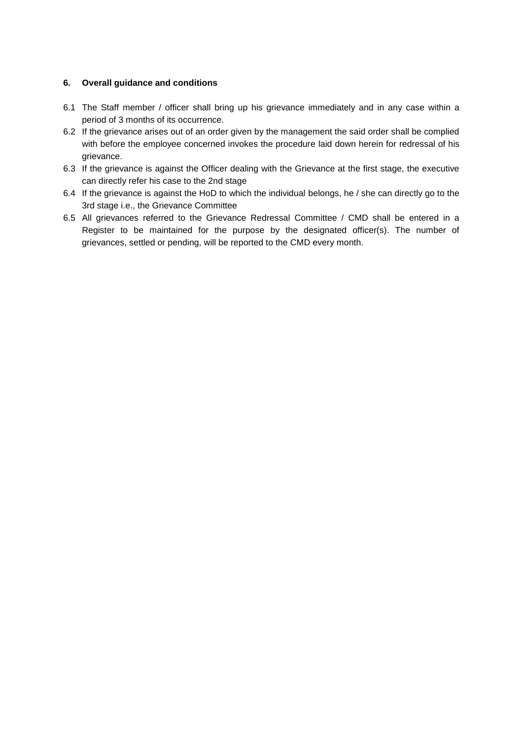### 6. Overall guidance and conditions

6.1 The Staff member / officer shall bring up his grievance immediately and in any case within a period of 3 months of its occurrence.

6.2 If the grievance arises out of an order given by the management the said order shall be complied with before the employee concerned invokes the procedure laid down herein for redressal of his grievance.

6.3 If the grievance is against the Officer dealing with the Grievance at the first stage, the executive can directly refer his case to the 2nd stage

6.4 If the grievance is against the HoD to which the individual belongs, he / she can directly go to the 3rd stage i.e., the Grievance Committee

6.5 All grievances referred to the Grievance Redressal Committee / CMD shall be entered in a Register to be maintained for the purpose by the designated officer(s). The number of grievances, settled or pending, will be reported to the CMD every month.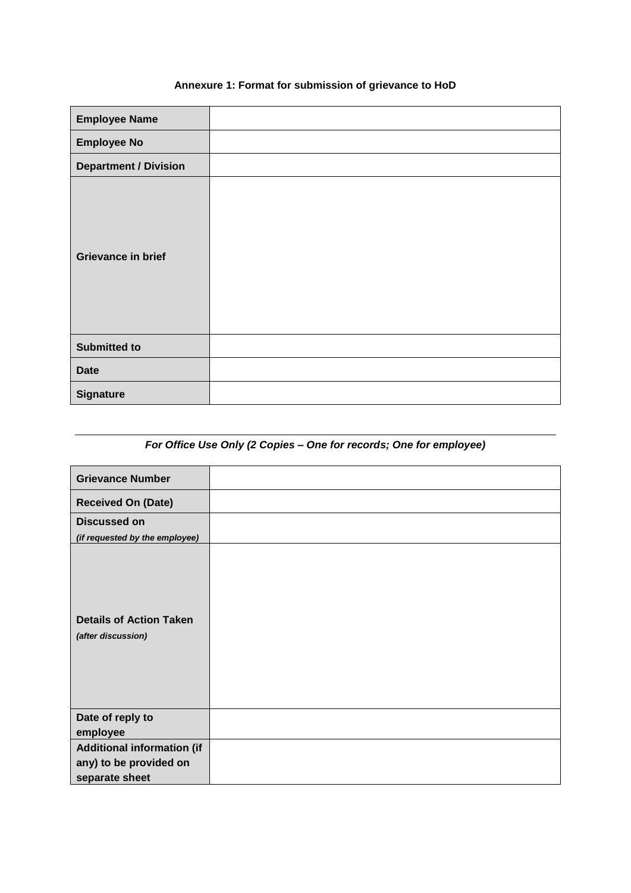**Annexure 1: Format for submission of grievance to HoD**

| | |
|---|---|
| **Employee Name** | |
| **Employee No** | |
| **Department / Division** | |
| **Grievance in brief** | |
| **Submitted to** | |
| **Date** | |
| **Signature** | |

---

***For Office Use Only (2 Copies – One for records; One for employee)***

| | |
|---|---|
| **Grievance Number** | |
| **Received On (Date)** | |
| **Discussed on** ***(if requested by the employee)*** | |
| **Details of Action Taken** ***(after discussion)*** | |
| **Date of reply to employee** | |
| **Additional information (if any) to be provided on separate sheet** | |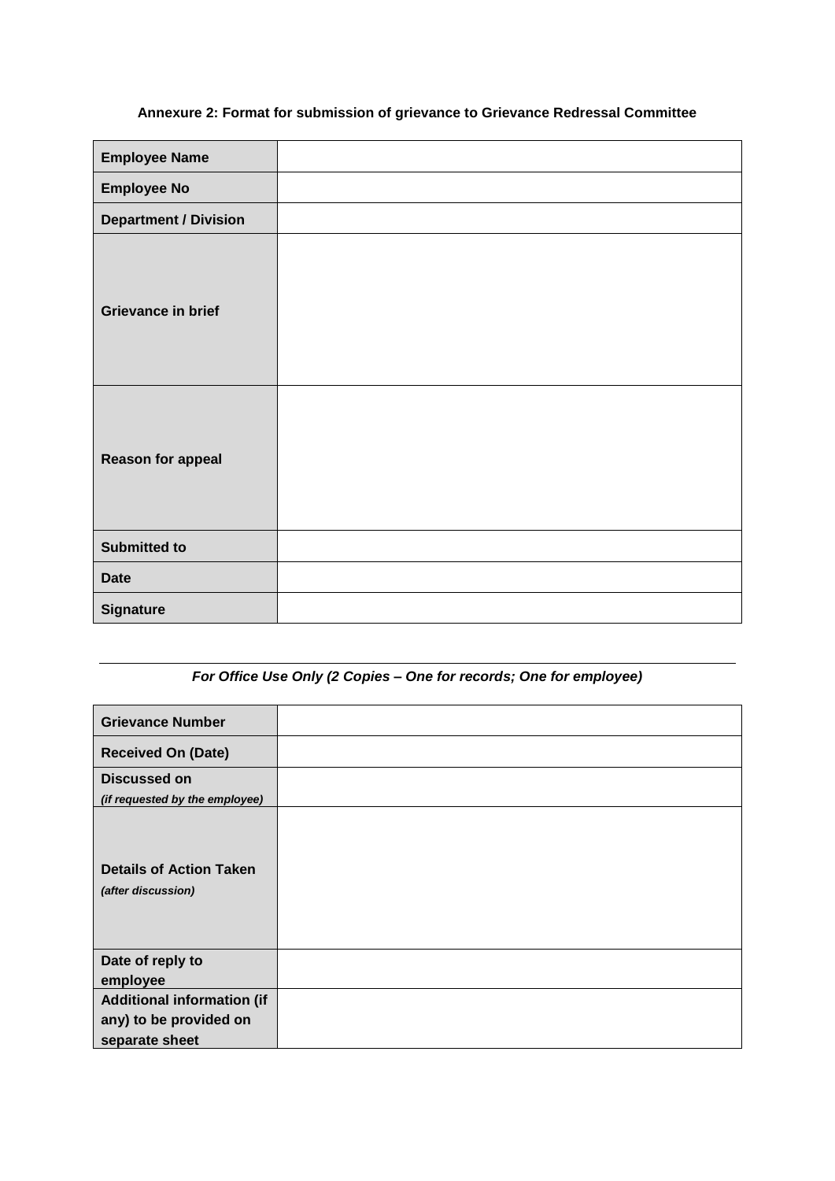**Annexure 2: Format for submission of grievance to Grievance Redressal Committee**

| | |
|---|---|
| **Employee Name** | |
| **Employee No** | |
| **Department / Division** | |
| **Grievance in brief** | |
| **Reason for appeal** | |
| **Submitted to** | |
| **Date** | |
| **Signature** | |

---

***For Office Use Only (2 Copies – One for records; One for employee)***

| | |
|---|---|
| **Grievance Number** | |
| **Received On (Date)** | |
| **Discussed on** *(if requested by the employee)* | |
| **Details of Action Taken** *(after discussion)* | |
| **Date of reply to employee** | |
| **Additional information (if any) to be provided on separate sheet** | |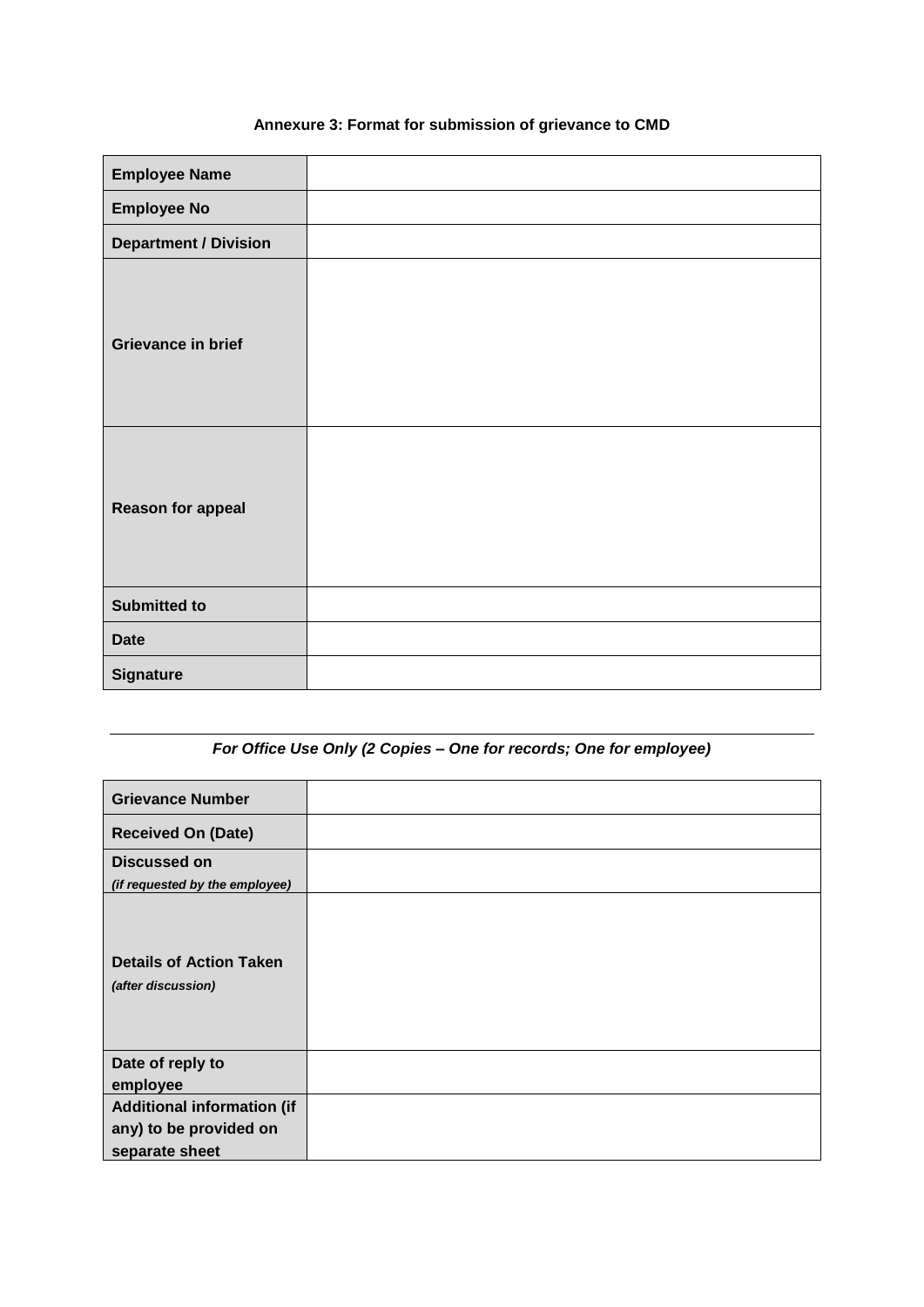### Annexure 3: Format for submission of grievance to CMD

| | |
|---|---|
| **Employee Name** | |
| **Employee No** | |
| **Department / Division** | |
| **Grievance in brief** | |
| **Reason for appeal** | |
| **Submitted to** | |
| **Date** | |
| **Signature** | |

---

***For Office Use Only (2 Copies – One for records; One for employee)***

| | |
|---|---|
| **Grievance Number** | |
| **Received On (Date)** | |
| **Discussed on** *(if requested by the employee)* | |
| **Details of Action Taken** *(after discussion)* | |
| **Date of reply to employee** | |
| **Additional information (if any) to be provided on separate sheet** | |